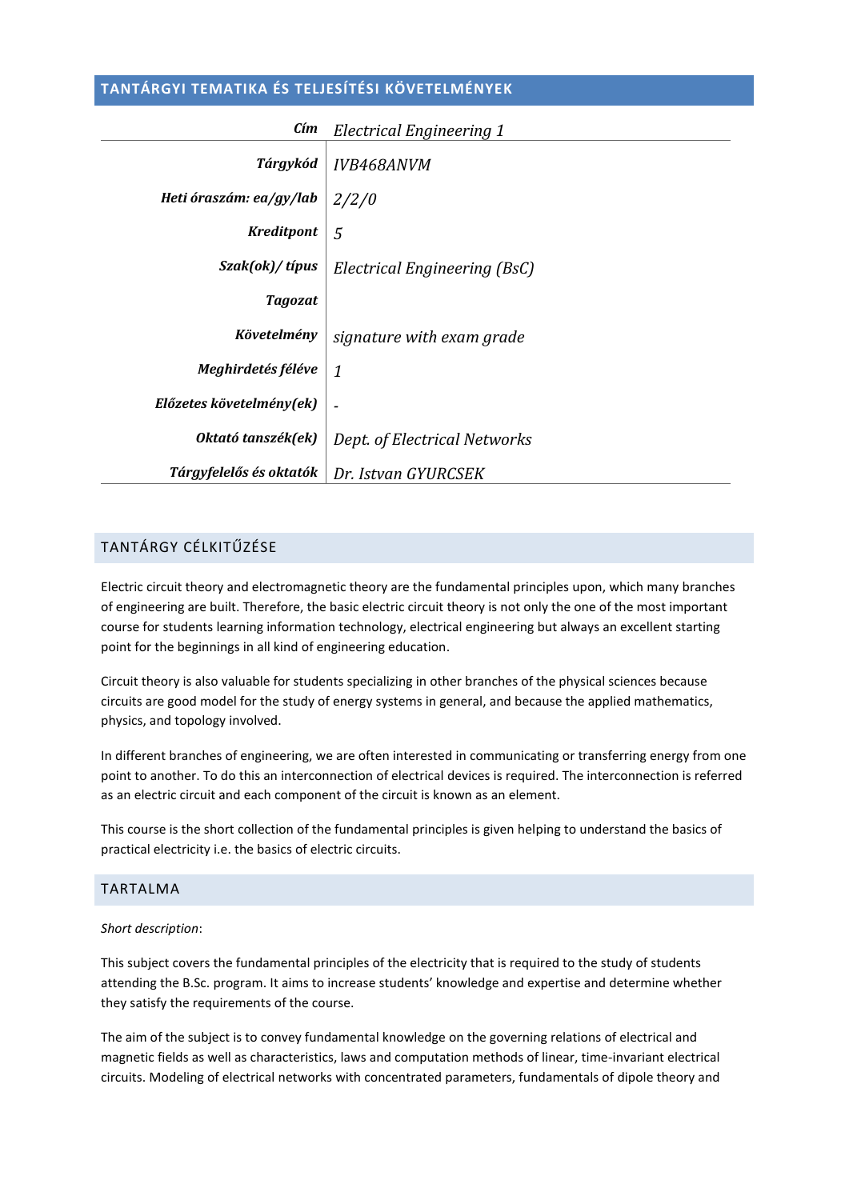## TANTÁRGYI TEMATIKA ÉS TELJESÍTÉSI KÖVETELMÉNYEK

| | |
|---:|---|
| ***Cím*** | *Electrical Engineering 1* |
| ***Tárgykód*** | *IVB468ANVM* |
| ***Heti óraszám: ea/gy/lab*** | *2/2/0* |
| ***Kreditpont*** | *5* |
| ***Szak(ok)/ típus*** | *Electrical Engineering (BsC)* |
| ***Tagozat*** | |
| ***Követelmény*** | *signature with exam grade* |
| ***Meghirdetés féléve*** | *1* |
| ***Előzetes követelmény(ek)*** | *-* |
| ***Oktató tanszék(ek)*** | *Dept. of Electrical Networks* |
| ***Tárgyfelelős és oktatók*** | *Dr. Istvan GYURCSEK* |

### TANTÁRGY CÉLKITŰZÉSE

Electric circuit theory and electromagnetic theory are the fundamental principles upon, which many branches of engineering are built. Therefore, the basic electric circuit theory is not only the one of the most important course for students learning information technology, electrical engineering but always an excellent starting point for the beginnings in all kind of engineering education.

Circuit theory is also valuable for students specializing in other branches of the physical sciences because circuits are good model for the study of energy systems in general, and because the applied mathematics, physics, and topology involved.

In different branches of engineering, we are often interested in communicating or transferring energy from one point to another. To do this an interconnection of electrical devices is required. The interconnection is referred as an electric circuit and each component of the circuit is known as an element.

This course is the short collection of the fundamental principles is given helping to understand the basics of practical electricity i.e. the basics of electric circuits.

### TARTALMA

*Short description*:

This subject covers the fundamental principles of the electricity that is required to the study of students attending the B.Sc. program. It aims to increase students' knowledge and expertise and determine whether they satisfy the requirements of the course.

The aim of the subject is to convey fundamental knowledge on the governing relations of electrical and magnetic fields as well as characteristics, laws and computation methods of linear, time-invariant electrical circuits. Modeling of electrical networks with concentrated parameters, fundamentals of dipole theory and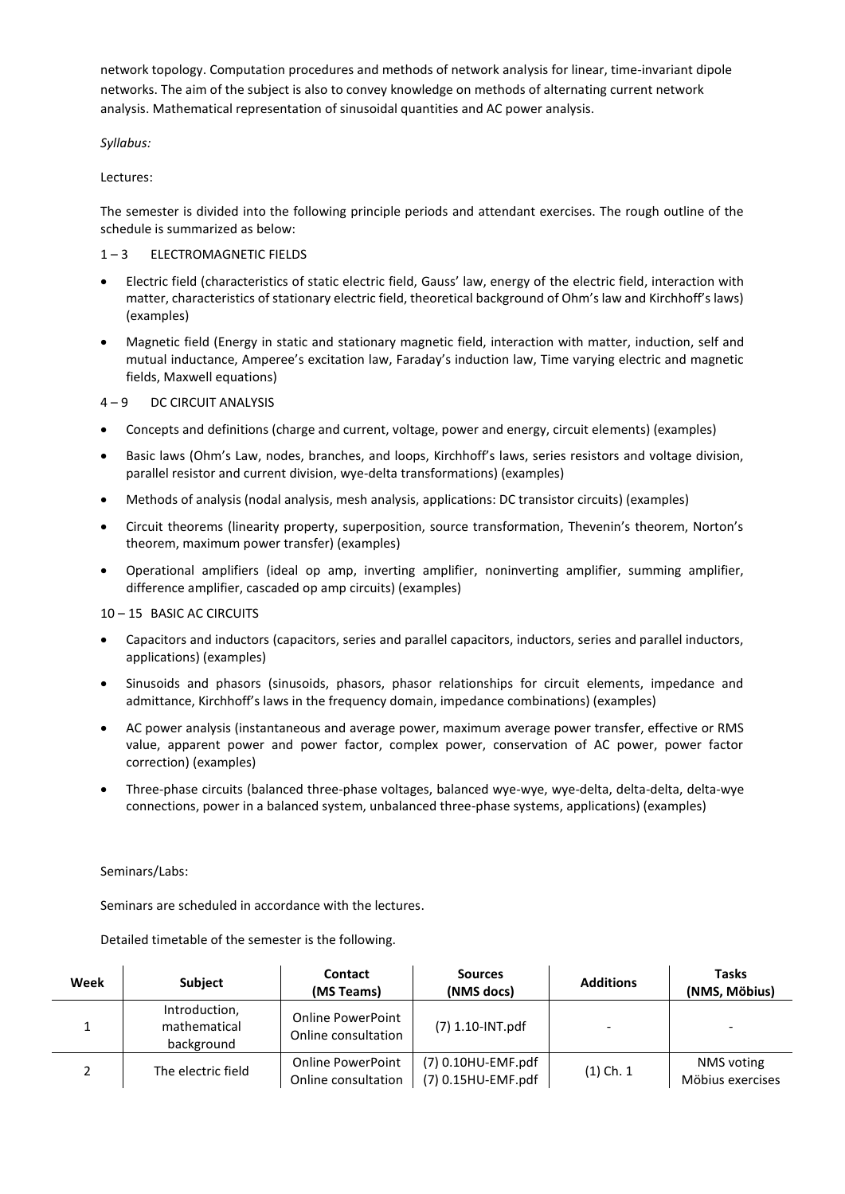network topology. Computation procedures and methods of network analysis for linear, time-invariant dipole networks. The aim of the subject is also to convey knowledge on methods of alternating current network analysis. Mathematical representation of sinusoidal quantities and AC power analysis.

*Syllabus:*

Lectures:

The semester is divided into the following principle periods and attendant exercises. The rough outline of the schedule is summarized as below:

1 – 3 ELECTROMAGNETIC FIELDS

- Electric field (characteristics of static electric field, Gauss' law, energy of the electric field, interaction with matter, characteristics of stationary electric field, theoretical background of Ohm's law and Kirchhoff's laws) (examples)
- Magnetic field (Energy in static and stationary magnetic field, interaction with matter, induction, self and mutual inductance, Amperee's excitation law, Faraday's induction law, Time varying electric and magnetic fields, Maxwell equations)

4 – 9 DC CIRCUIT ANALYSIS

- Concepts and definitions (charge and current, voltage, power and energy, circuit elements) (examples)
- Basic laws (Ohm's Law, nodes, branches, and loops, Kirchhoff's laws, series resistors and voltage division, parallel resistor and current division, wye-delta transformations) (examples)
- Methods of analysis (nodal analysis, mesh analysis, applications: DC transistor circuits) (examples)
- Circuit theorems (linearity property, superposition, source transformation, Thevenin's theorem, Norton's theorem, maximum power transfer) (examples)
- Operational amplifiers (ideal op amp, inverting amplifier, noninverting amplifier, summing amplifier, difference amplifier, cascaded op amp circuits) (examples)

10 – 15 BASIC AC CIRCUITS

- Capacitors and inductors (capacitors, series and parallel capacitors, inductors, series and parallel inductors, applications) (examples)
- Sinusoids and phasors (sinusoids, phasors, phasor relationships for circuit elements, impedance and admittance, Kirchhoff's laws in the frequency domain, impedance combinations) (examples)
- AC power analysis (instantaneous and average power, maximum average power transfer, effective or RMS value, apparent power and power factor, complex power, conservation of AC power, power factor correction) (examples)
- Three-phase circuits (balanced three-phase voltages, balanced wye-wye, wye-delta, delta-delta, delta-wye connections, power in a balanced system, unbalanced three-phase systems, applications) (examples)

Seminars/Labs:

Seminars are scheduled in accordance with the lectures.

Detailed timetable of the semester is the following.

| Week | Subject | Contact (MS Teams) | Sources (NMS docs) | Additions | Tasks (NMS, Möbius) |
|---|---|---|---|---|---|
| 1 | Introduction, mathematical background | Online PowerPoint Online consultation | (7) 1.10-INT.pdf | - | - |
| 2 | The electric field | Online PowerPoint Online consultation | (7) 0.10HU-EMF.pdf (7) 0.15HU-EMF.pdf | (1) Ch. 1 | NMS voting Möbius exercises |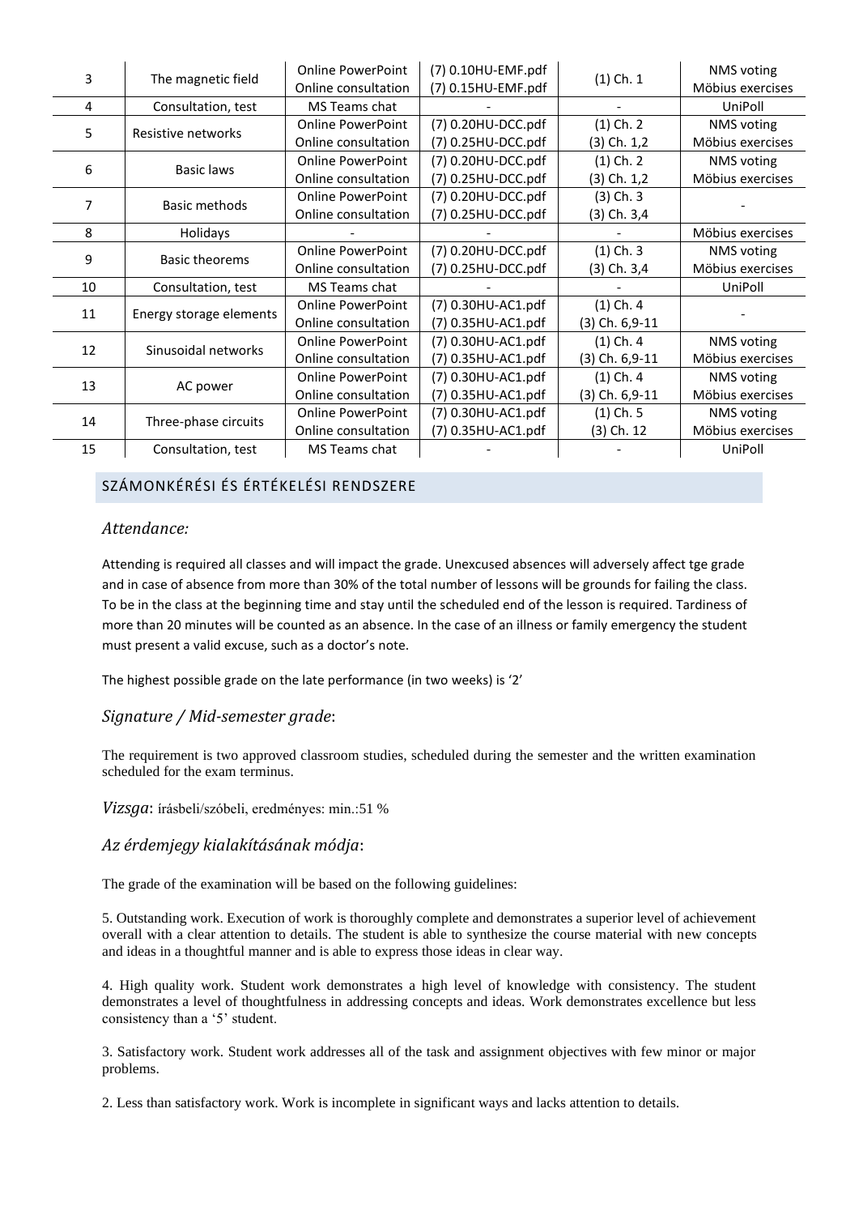| | | | | | |
|---|---|---|---|---|---|
| 3 | The magnetic field | Online PowerPoint<br>Online consultation | (7) 0.10HU-EMF.pdf<br>(7) 0.15HU-EMF.pdf | (1) Ch. 1 | NMS voting<br>Möbius exercises |
| 4 | Consultation, test | MS Teams chat | - | - | UniPoll |
| 5 | Resistive networks | Online PowerPoint<br>Online consultation | (7) 0.20HU-DCC.pdf<br>(7) 0.25HU-DCC.pdf | (1) Ch. 2<br>(3) Ch. 1,2 | NMS voting<br>Möbius exercises |
| 6 | Basic laws | Online PowerPoint<br>Online consultation | (7) 0.20HU-DCC.pdf<br>(7) 0.25HU-DCC.pdf | (1) Ch. 2<br>(3) Ch. 1,2 | NMS voting<br>Möbius exercises |
| 7 | Basic methods | Online PowerPoint<br>Online consultation | (7) 0.20HU-DCC.pdf<br>(7) 0.25HU-DCC.pdf | (3) Ch. 3<br>(3) Ch. 3,4 | - |
| 8 | Holidays | - | - | - | Möbius exercises |
| 9 | Basic theorems | Online PowerPoint<br>Online consultation | (7) 0.20HU-DCC.pdf<br>(7) 0.25HU-DCC.pdf | (1) Ch. 3<br>(3) Ch. 3,4 | NMS voting<br>Möbius exercises |
| 10 | Consultation, test | MS Teams chat | - | - | UniPoll |
| 11 | Energy storage elements | Online PowerPoint<br>Online consultation | (7) 0.30HU-AC1.pdf<br>(7) 0.35HU-AC1.pdf | (1) Ch. 4<br>(3) Ch. 6,9-11 | - |
| 12 | Sinusoidal networks | Online PowerPoint<br>Online consultation | (7) 0.30HU-AC1.pdf<br>(7) 0.35HU-AC1.pdf | (1) Ch. 4<br>(3) Ch. 6,9-11 | NMS voting<br>Möbius exercises |
| 13 | AC power | Online PowerPoint<br>Online consultation | (7) 0.30HU-AC1.pdf<br>(7) 0.35HU-AC1.pdf | (1) Ch. 4<br>(3) Ch. 6,9-11 | NMS voting<br>Möbius exercises |
| 14 | Three-phase circuits | Online PowerPoint<br>Online consultation | (7) 0.30HU-AC1.pdf<br>(7) 0.35HU-AC1.pdf | (1) Ch. 5<br>(3) Ch. 12 | NMS voting<br>Möbius exercises |
| 15 | Consultation, test | MS Teams chat | - | - | UniPoll |

## SZÁMONKÉRÉSI ÉS ÉRTÉKELÉSI RENDSZERE

### *Attendance:*

Attending is required all classes and will impact the grade. Unexcused absences will adversely affect tge grade and in case of absence from more than 30% of the total number of lessons will be grounds for failing the class. To be in the class at the beginning time and stay until the scheduled end of the lesson is required. Tardiness of more than 20 minutes will be counted as an absence. In the case of an illness or family emergency the student must present a valid excuse, such as a doctor's note.

The highest possible grade on the late performance (in two weeks) is '2'

### *Signature / Mid-semester grade*:

The requirement is two approved classroom studies, scheduled during the semester and the written examination scheduled for the exam terminus.

*Vizsga*: írásbeli/szóbeli, eredményes: min.:51 %

### *Az érdemjegy kialakításának módja*:

The grade of the examination will be based on the following guidelines:

5. Outstanding work. Execution of work is thoroughly complete and demonstrates a superior level of achievement overall with a clear attention to details. The student is able to synthesize the course material with new concepts and ideas in a thoughtful manner and is able to express those ideas in clear way.

4. High quality work. Student work demonstrates a high level of knowledge with consistency. The student demonstrates a level of thoughtfulness in addressing concepts and ideas. Work demonstrates excellence but less consistency than a '5' student.

3. Satisfactory work. Student work addresses all of the task and assignment objectives with few minor or major problems.

2. Less than satisfactory work. Work is incomplete in significant ways and lacks attention to details.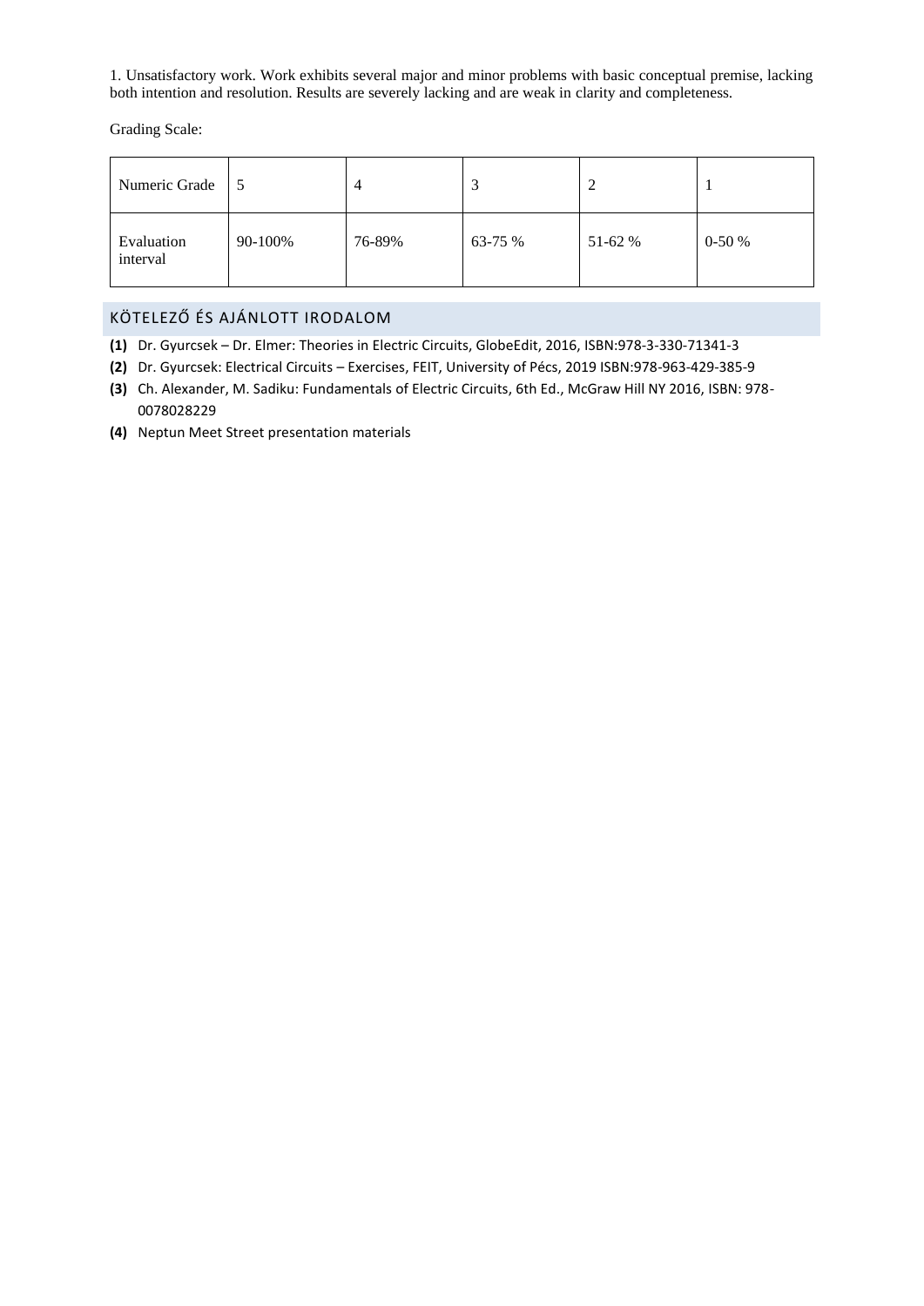1. Unsatisfactory work. Work exhibits several major and minor problems with basic conceptual premise, lacking both intention and resolution. Results are severely lacking and are weak in clarity and completeness.

Grading Scale:

| Numeric Grade | 5 | 4 | 3 | 2 | 1 |
|---|---|---|---|---|---|
| Evaluation interval | 90-100% | 76-89% | 63-75 % | 51-62 % | 0-50 % |

## KÖTELEZŐ ÉS AJÁNLOTT IRODALOM

**(1)** Dr. Gyurcsek – Dr. Elmer: Theories in Electric Circuits, GlobeEdit, 2016, ISBN:978-3-330-71341-3

**(2)** Dr. Gyurcsek: Electrical Circuits – Exercises, FEIT, University of Pécs, 2019 ISBN:978-963-429-385-9

**(3)** Ch. Alexander, M. Sadiku: Fundamentals of Electric Circuits, 6th Ed., McGraw Hill NY 2016, ISBN: 978-0078028229

**(4)** Neptun Meet Street presentation materials